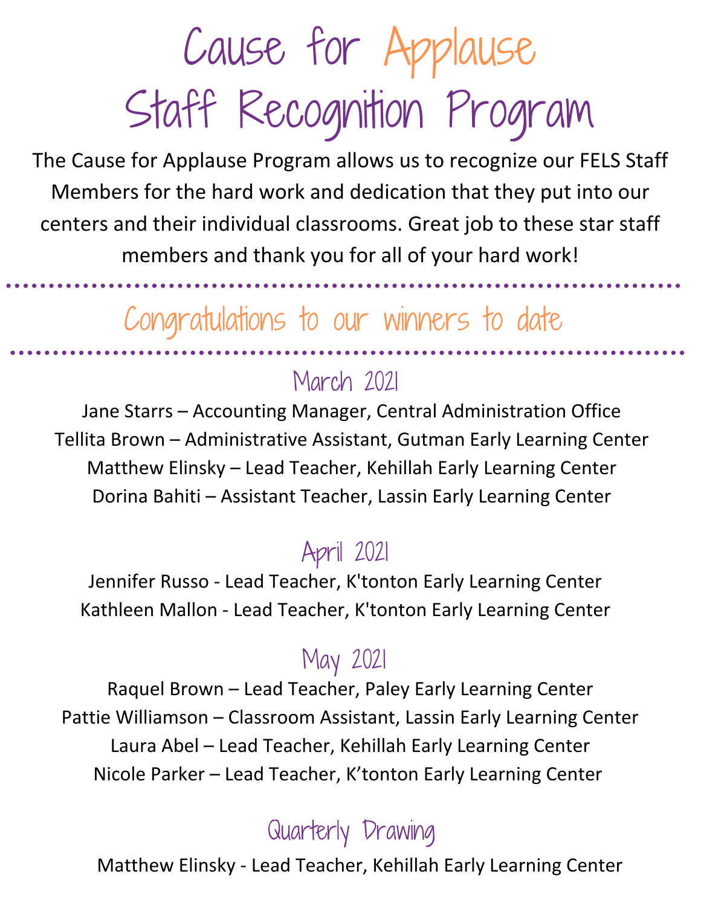# Cause for Applause
# Staff Recognition Program

The Cause for Applause Program allows us to recognize our FELS Staff Members for the hard work and dedication that they put into our centers and their individual classrooms. Great job to these star staff members and thank you for all of your hard work!

## Congratulations to our winners to date

### March 2021

Jane Starrs – Accounting Manager, Central Administration Office
Tellita Brown – Administrative Assistant, Gutman Early Learning Center
Matthew Elinsky – Lead Teacher, Kehillah Early Learning Center
Dorina Bahiti – Assistant Teacher, Lassin Early Learning Center

### April 2021

Jennifer Russo - Lead Teacher, K'tonton Early Learning Center
Kathleen Mallon - Lead Teacher, K'tonton Early Learning Center

### May 2021

Raquel Brown – Lead Teacher, Paley Early Learning Center
Pattie Williamson – Classroom Assistant, Lassin Early Learning Center
Laura Abel – Lead Teacher, Kehillah Early Learning Center
Nicole Parker – Lead Teacher, K'tonton Early Learning Center

### Quarterly Drawing

Matthew Elinsky - Lead Teacher, Kehillah Early Learning Center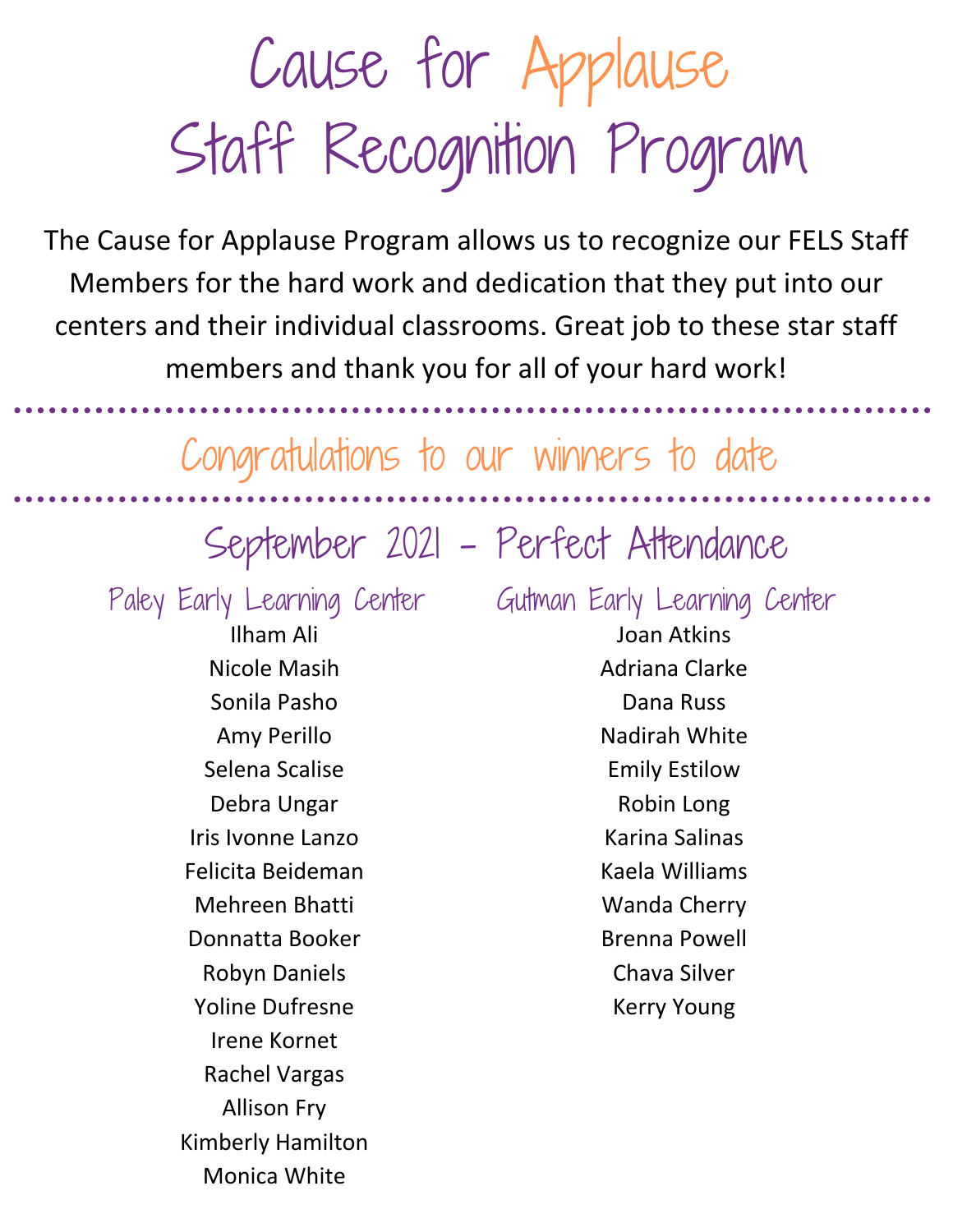# Cause for Applause
# Staff Recognition Program

The Cause for Applause Program allows us to recognize our FELS Staff Members for the hard work and dedication that they put into our centers and their individual classrooms. Great job to these star staff members and thank you for all of your hard work!

## Congratulations to our winners to date

## September 2021 - Perfect Attendance

### Paley Early Learning Center

Ilham Ali
Nicole Masih
Sonila Pasho
Amy Perillo
Selena Scalise
Debra Ungar
Iris Ivonne Lanzo
Felicita Beideman
Mehreen Bhatti
Donnatta Booker
Robyn Daniels
Yoline Dufresne
Irene Kornet
Rachel Vargas
Allison Fry
Kimberly Hamilton
Monica White

### Gutman Early Learning Center

Joan Atkins
Adriana Clarke
Dana Russ
Nadirah White
Emily Estilow
Robin Long
Karina Salinas
Kaela Williams
Wanda Cherry
Brenna Powell
Chava Silver
Kerry Young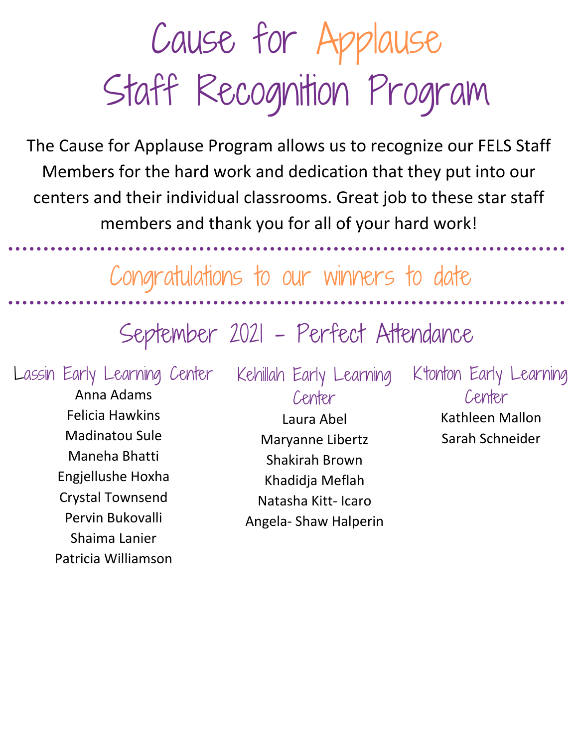# Cause for Applause
# Staff Recognition Program

The Cause for Applause Program allows us to recognize our FELS Staff Members for the hard work and dedication that they put into our centers and their individual classrooms. Great job to these star staff members and thank you for all of your hard work!

## Congratulations to our winners to date

## September 2021 - Perfect Attendance

### Lassin Early Learning Center

Anna Adams
Felicia Hawkins
Madinatou Sule
Maneha Bhatti
Engjellushe Hoxha
Crystal Townsend
Pervin Bukovalli
Shaima Lanier
Patricia Williamson

### Kehillah Early Learning Center

Laura Abel
Maryanne Libertz
Shakirah Brown
Khadidja Meflah
Natasha Kitt- Icaro
Angela- Shaw Halperin

### K'tonton Early Learning Center

Kathleen Mallon
Sarah Schneider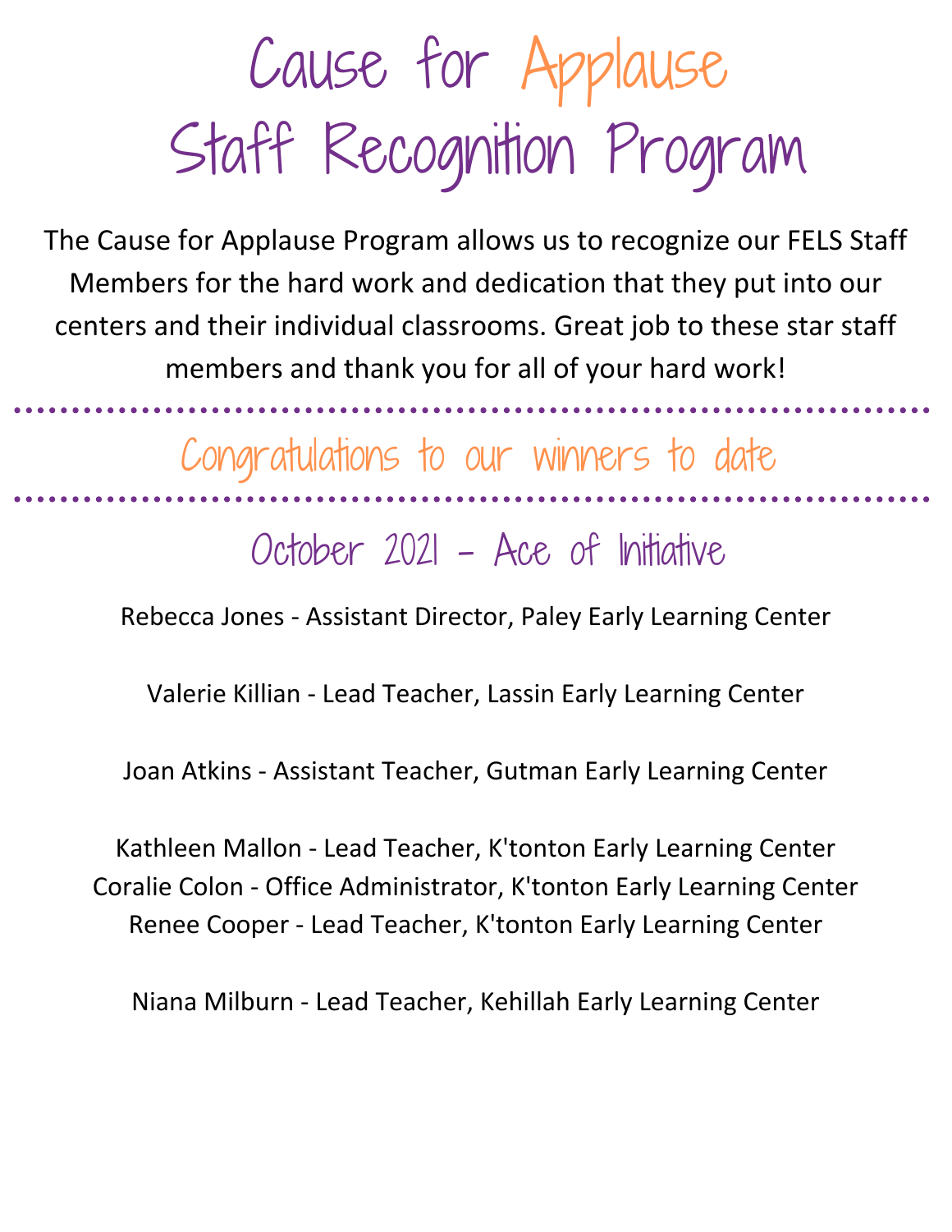# Cause for Applause Staff Recognition Program

The Cause for Applause Program allows us to recognize our FELS Staff Members for the hard work and dedication that they put into our centers and their individual classrooms. Great job to these star staff members and thank you for all of your hard work!

## Congratulations to our winners to date

### October 2021 - Ace of Initiative

Rebecca Jones - Assistant Director, Paley Early Learning Center

Valerie Killian - Lead Teacher, Lassin Early Learning Center

Joan Atkins - Assistant Teacher, Gutman Early Learning Center

Kathleen Mallon - Lead Teacher, K'tonton Early Learning Center
Coralie Colon - Office Administrator, K'tonton Early Learning Center
Renee Cooper - Lead Teacher, K'tonton Early Learning Center

Niana Milburn - Lead Teacher, Kehillah Early Learning Center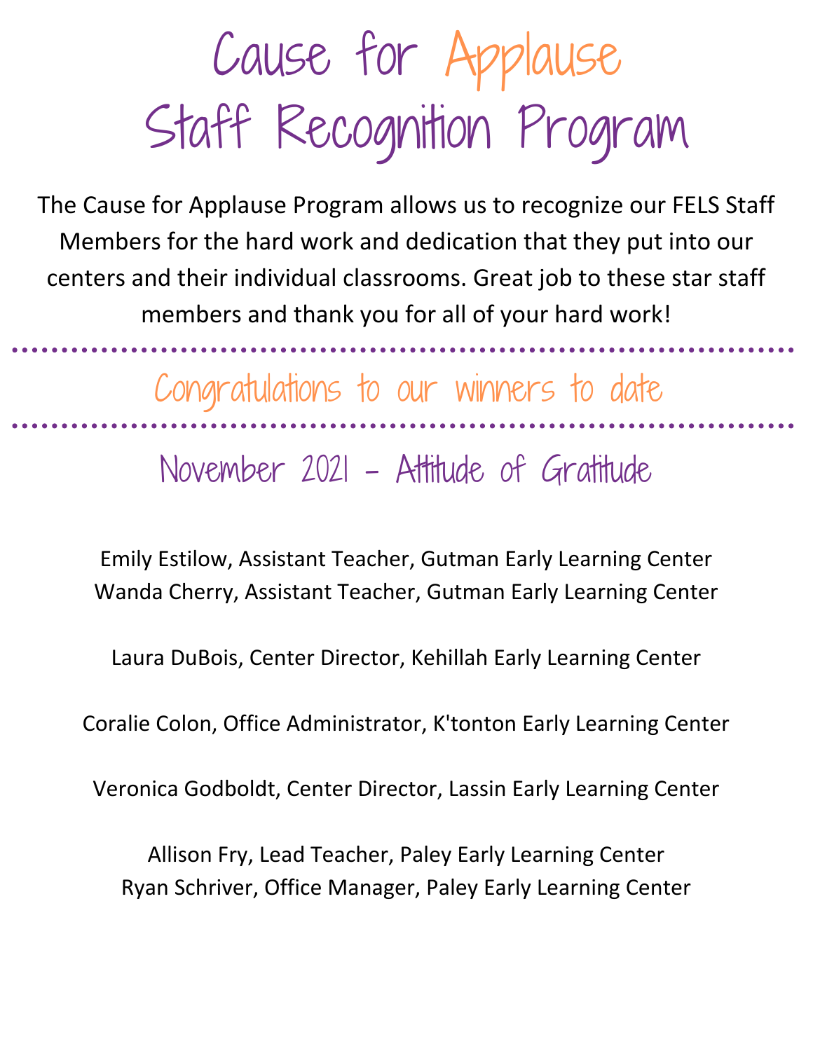# Cause for Applause
# Staff Recognition Program

The Cause for Applause Program allows us to recognize our FELS Staff Members for the hard work and dedication that they put into our centers and their individual classrooms. Great job to these star staff members and thank you for all of your hard work!

## Congratulations to our winners to date

### November 2021 - Attitude of Gratitude

Emily Estilow, Assistant Teacher, Gutman Early Learning Center
Wanda Cherry, Assistant Teacher, Gutman Early Learning Center

Laura DuBois, Center Director, Kehillah Early Learning Center

Coralie Colon, Office Administrator, K'tonton Early Learning Center

Veronica Godboldt, Center Director, Lassin Early Learning Center

Allison Fry, Lead Teacher, Paley Early Learning Center
Ryan Schriver, Office Manager, Paley Early Learning Center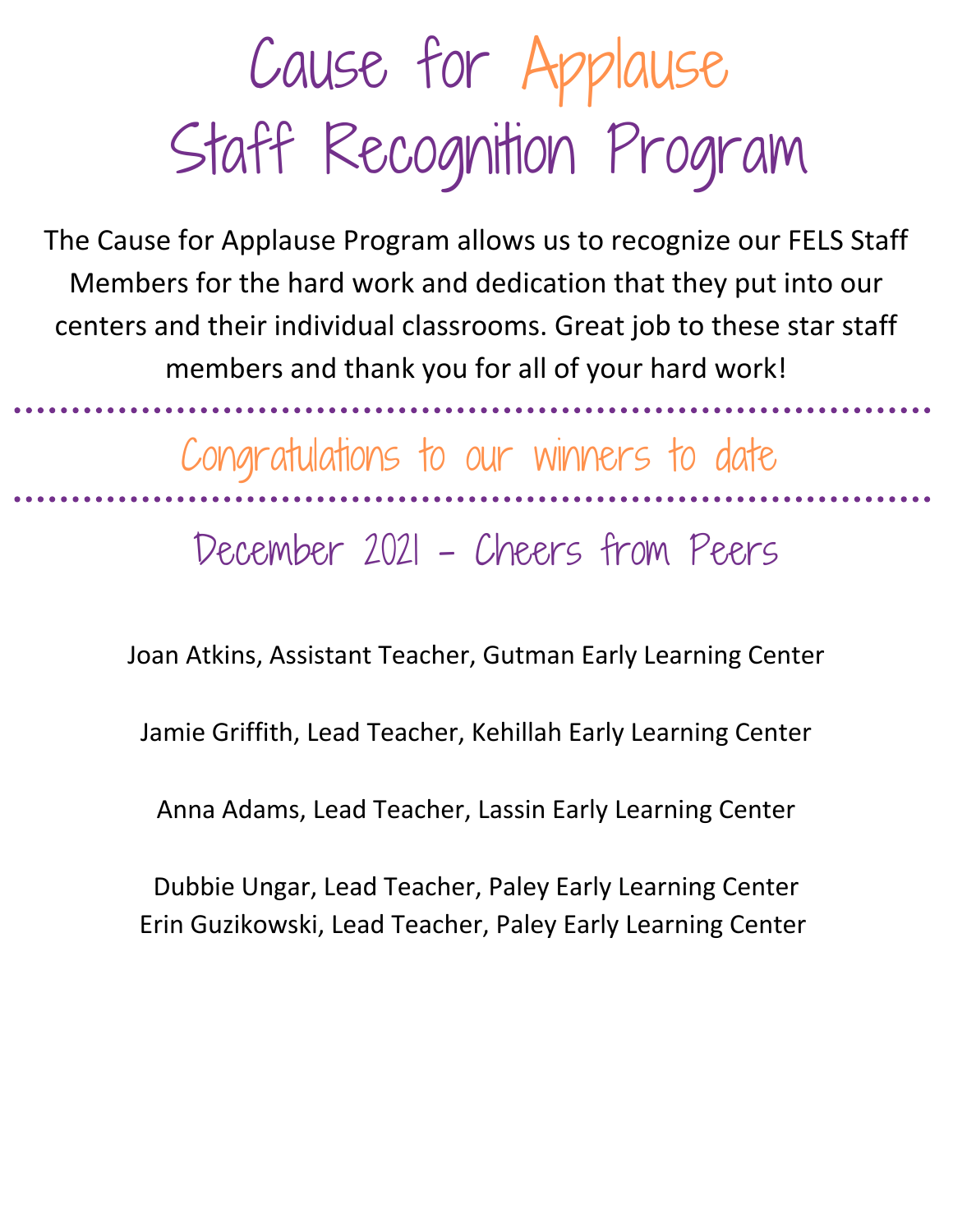# Cause for Applause
# Staff Recognition Program

The Cause for Applause Program allows us to recognize our FELS Staff Members for the hard work and dedication that they put into our centers and their individual classrooms. Great job to these star staff members and thank you for all of your hard work!

## Congratulations to our winners to date

### December 2021 - Cheers from Peers

Joan Atkins, Assistant Teacher, Gutman Early Learning Center

Jamie Griffith, Lead Teacher, Kehillah Early Learning Center

Anna Adams, Lead Teacher, Lassin Early Learning Center

Dubbie Ungar, Lead Teacher, Paley Early Learning Center
Erin Guzikowski, Lead Teacher, Paley Early Learning Center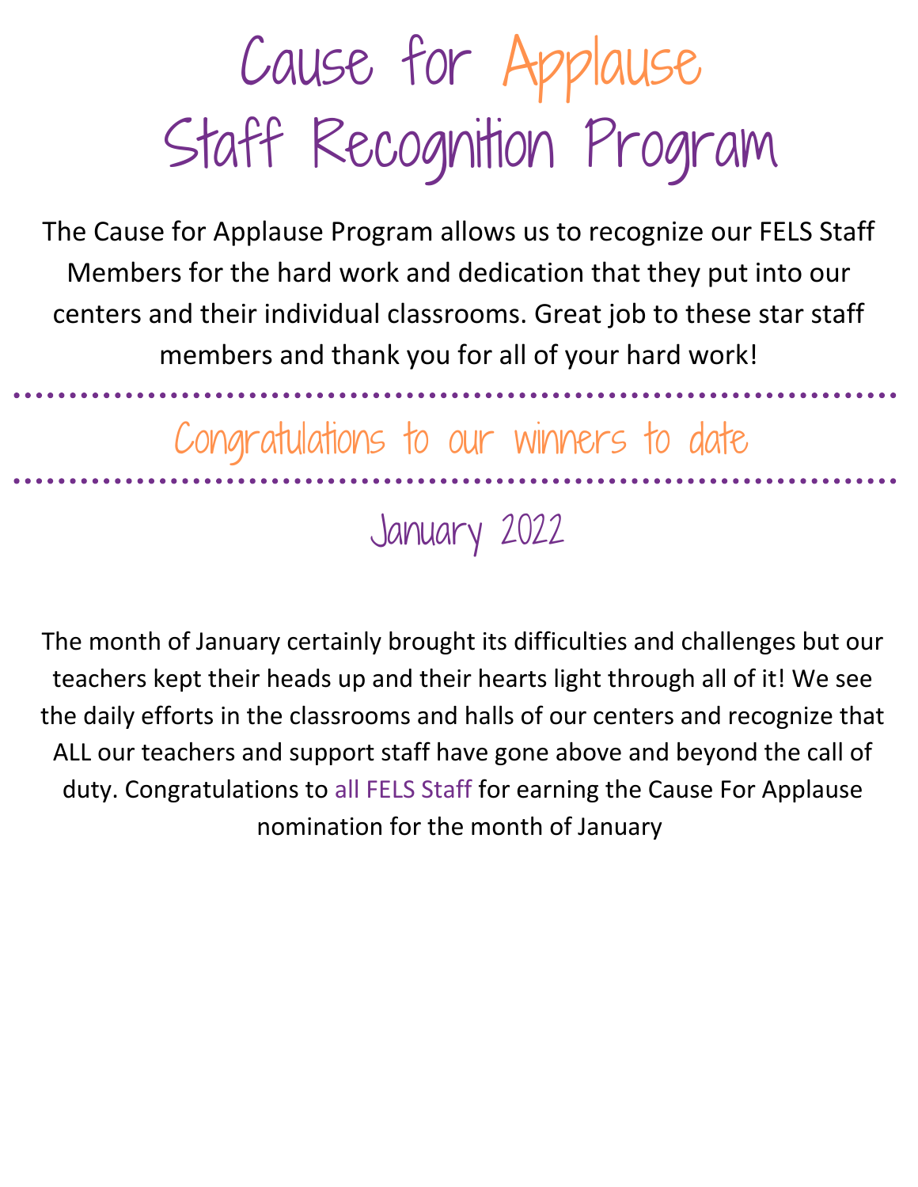# Cause for Applause
# Staff Recognition Program

The Cause for Applause Program allows us to recognize our FELS Staff Members for the hard work and dedication that they put into our centers and their individual classrooms. Great job to these star staff members and thank you for all of your hard work!

---

## Congratulations to our winners to date

---

### January 2022

The month of January certainly brought its difficulties and challenges but our teachers kept their heads up and their hearts light through all of it! We see the daily efforts in the classrooms and halls of our centers and recognize that ALL our teachers and support staff have gone above and beyond the call of duty. Congratulations to all FELS Staff for earning the Cause For Applause nomination for the month of January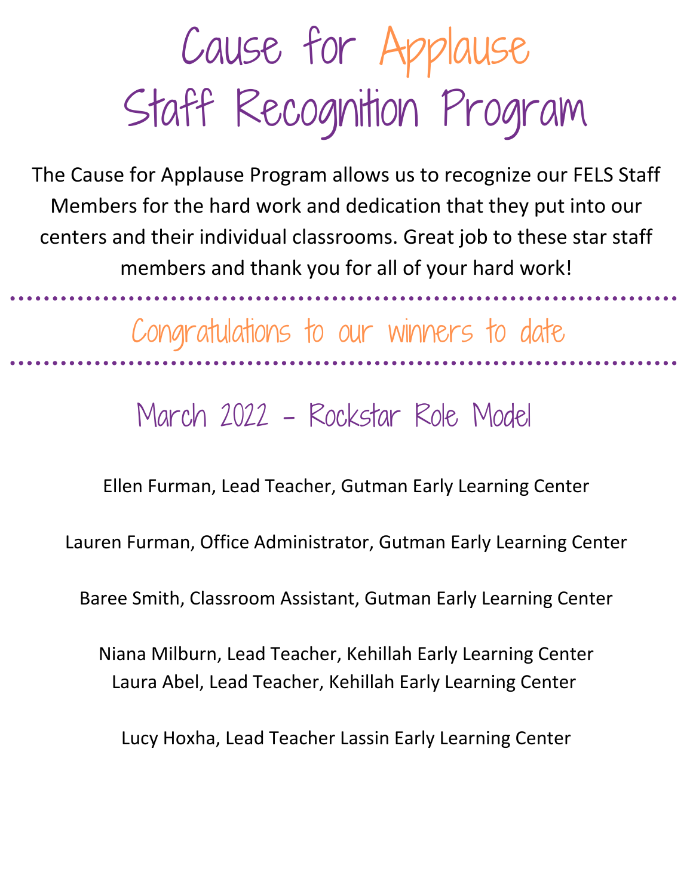# Cause for Applause
# Staff Recognition Program

The Cause for Applause Program allows us to recognize our FELS Staff Members for the hard work and dedication that they put into our centers and their individual classrooms. Great job to these star staff members and thank you for all of your hard work!

## Congratulations to our winners to date

### March 2022 - Rockstar Role Model

Ellen Furman, Lead Teacher, Gutman Early Learning Center

Lauren Furman, Office Administrator, Gutman Early Learning Center

Baree Smith, Classroom Assistant, Gutman Early Learning Center

Niana Milburn, Lead Teacher, Kehillah Early Learning Center
Laura Abel, Lead Teacher, Kehillah Early Learning Center

Lucy Hoxha, Lead Teacher Lassin Early Learning Center